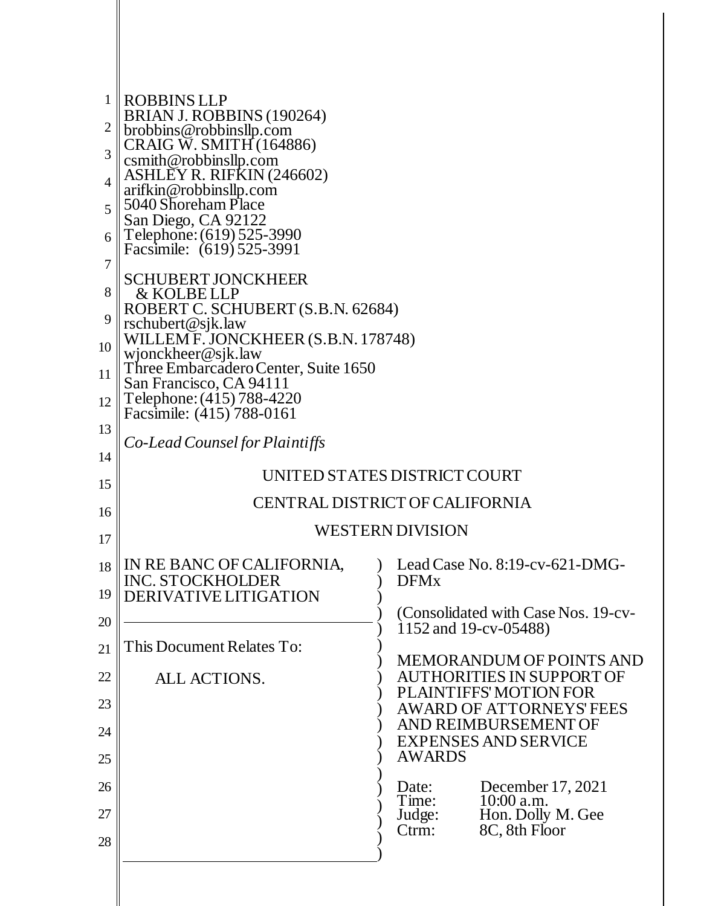ROBBINS LLP
BRIAN J. ROBBINS (190264)
brobbins@robbinsllp.com
CRAIG W. SMITH (164886)
csmith@robbinsllp.com
ASHLEY R. RIFKIN (246602)
arifkin@robbinsllp.com
5040 Shoreham Place
San Diego, CA 92122
Telephone: (619) 525-3990
Facsimile: (619) 525-3991

SCHUBERT JONCKHEER
& KOLBE LLP
ROBERT C. SCHUBERT (S.B.N. 62684)
rschubert@sjk.law
WILLEM F. JONCKHEER (S.B.N. 178748)
wjonckheer@sjk.law
Three Embarcadero Center, Suite 1650
San Francisco, CA 94111
Telephone: (415) 788-4220
Facsimile: (415) 788-0161

*Co-Lead Counsel for Plaintiffs*

UNITED STATES DISTRICT COURT

CENTRAL DISTRICT OF CALIFORNIA

WESTERN DIVISION

IN RE BANC OF CALIFORNIA, INC. STOCKHOLDER DERIVATIVE LITIGATION

This Document Relates To:

ALL ACTIONS.

Lead Case No. 8:19-cv-621-DMG-DFMx

(Consolidated with Case Nos. 19-cv-1152 and 19-cv-05488)

MEMORANDUM OF POINTS AND AUTHORITIES IN SUPPORT OF PLAINTIFFS' MOTION FOR AWARD OF ATTORNEYS' FEES AND REIMBURSEMENT OF EXPENSES AND SERVICE AWARDS

Date: December 17, 2021
Time: 10:00 a.m.
Judge: Hon. Dolly M. Gee
Ctrm: 8C, 8th Floor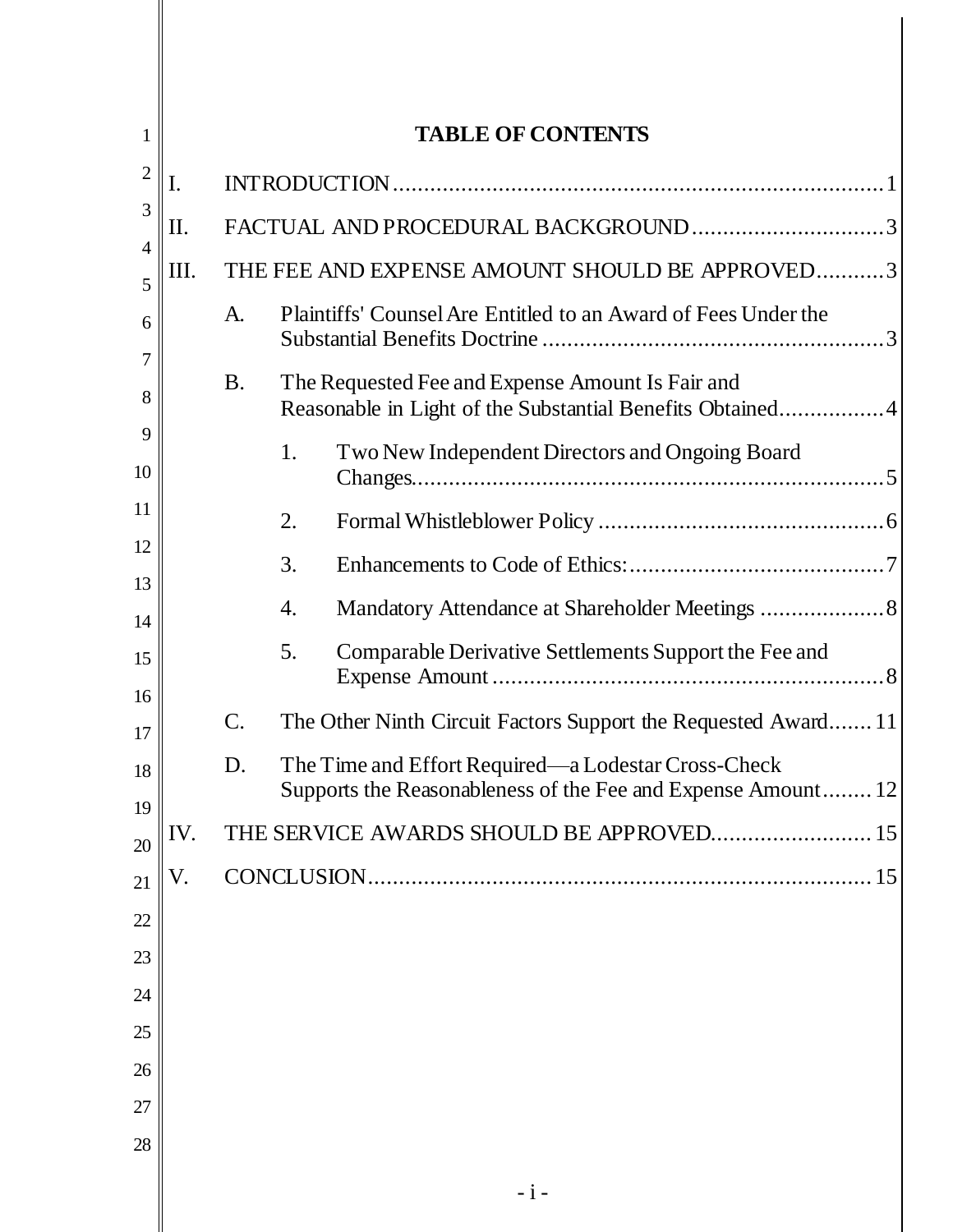# TABLE OF CONTENTS

I. INTRODUCTION ..... 1

II. FACTUAL AND PROCEDURAL BACKGROUND ..... 3

III. THE FEE AND EXPENSE AMOUNT SHOULD BE APPROVED ..... 3

- A. Plaintiffs' Counsel Are Entitled to an Award of Fees Under the Substantial Benefits Doctrine ..... 3
- B. The Requested Fee and Expense Amount Is Fair and Reasonable in Light of the Substantial Benefits Obtained ..... 4
  1. Two New Independent Directors and Ongoing Board Changes ..... 5
  2. Formal Whistleblower Policy ..... 6
  3. Enhancements to Code of Ethics: ..... 7
  4. Mandatory Attendance at Shareholder Meetings ..... 8
  5. Comparable Derivative Settlements Support the Fee and Expense Amount ..... 8
- C. The Other Ninth Circuit Factors Support the Requested Award ..... 11
- D. The Time and Effort Required—a Lodestar Cross-Check Supports the Reasonableness of the Fee and Expense Amount ..... 12

IV. THE SERVICE AWARDS SHOULD BE APPROVED ..... 15

V. CONCLUSION ..... 15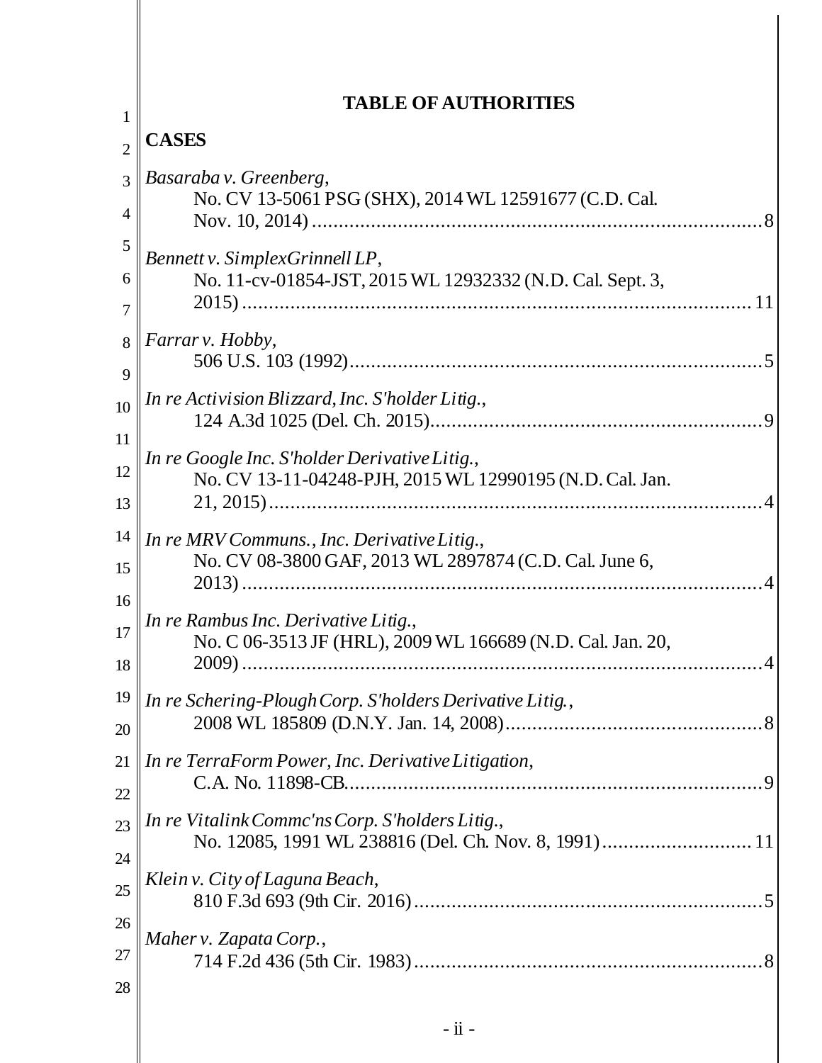## TABLE OF AUTHORITIES

### CASES

*Basaraba v. Greenberg*,
No. CV 13-5061 PSG (SHX), 2014 WL 12591677 (C.D. Cal. Nov. 10, 2014) ........ 8

*Bennett v. SimplexGrinnell LP*,
No. 11-cv-01854-JST, 2015 WL 12932332 (N.D. Cal. Sept. 3, 2015) ........ 11

*Farrar v. Hobby*,
506 U.S. 103 (1992) ........ 5

*In re Activision Blizzard, Inc. S'holder Litig.*,
124 A.3d 1025 (Del. Ch. 2015) ........ 9

*In re Google Inc. S'holder Derivative Litig.*,
No. CV 13-11-04248-PJH, 2015 WL 12990195 (N.D. Cal. Jan. 21, 2015) ........ 4

*In re MRV Communs., Inc. Derivative Litig.*,
No. CV 08-3800 GAF, 2013 WL 2897874 (C.D. Cal. June 6, 2013) ........ 4

*In re Rambus Inc. Derivative Litig.*,
No. C 06-3513 JF (HRL), 2009 WL 166689 (N.D. Cal. Jan. 20, 2009) ........ 4

*In re Schering-Plough Corp. S'holders Derivative Litig.*,
2008 WL 185809 (D.N.Y. Jan. 14, 2008) ........ 8

*In re TerraForm Power, Inc. Derivative Litigation*,
C.A. No. 11898-CB ........ 9

*In re Vitalink Commc'ns Corp. S'holders Litig.*,
No. 12085, 1991 WL 238816 (Del. Ch. Nov. 8, 1991) ........ 11

*Klein v. City of Laguna Beach*,
810 F.3d 693 (9th Cir. 2016) ........ 5

*Maher v. Zapata Corp.*,
714 F.2d 436 (5th Cir. 1983) ........ 8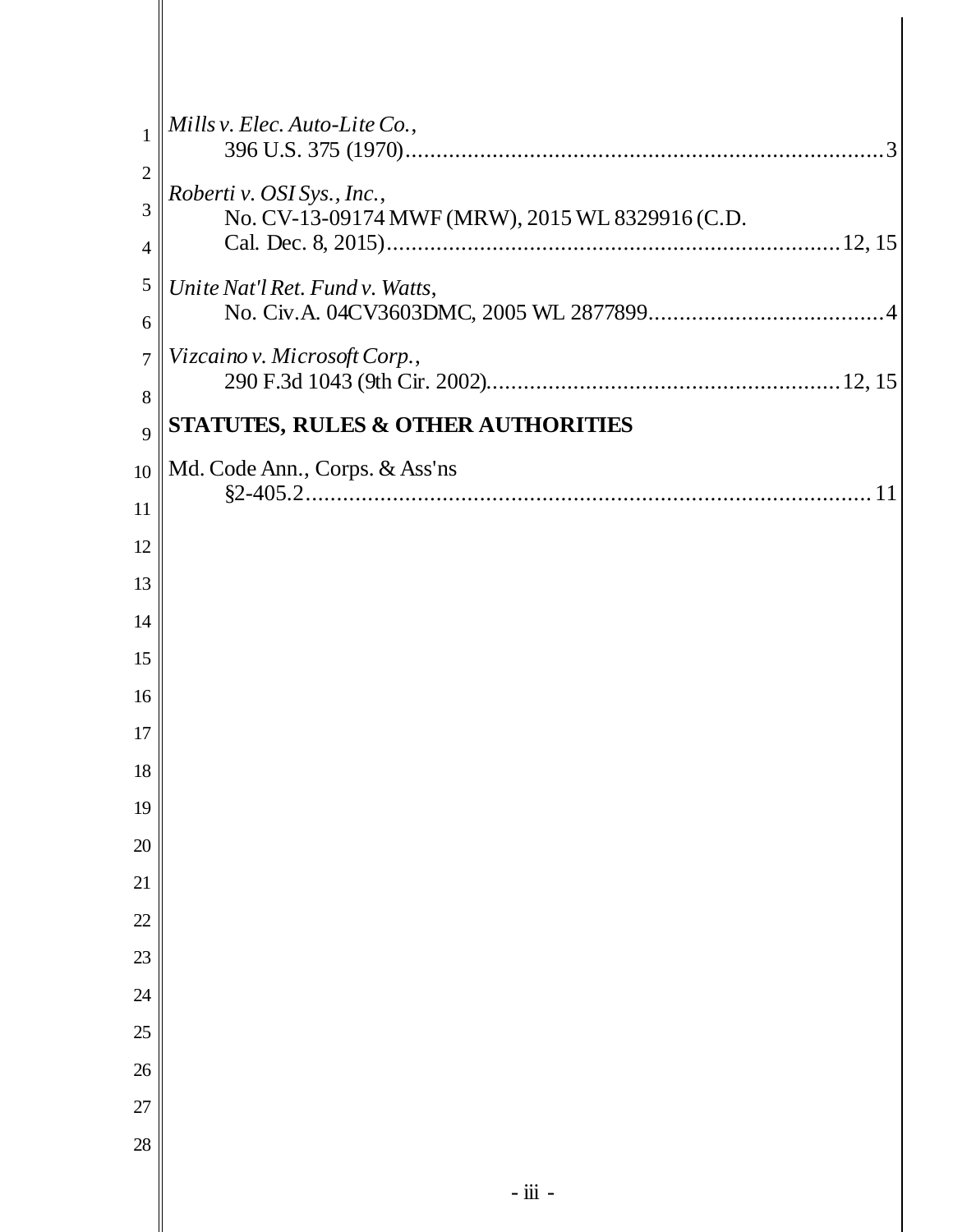*Mills v. Elec. Auto-Lite Co.*,
396 U.S. 375 (1970)....................................................................................3

*Roberti v. OSI Sys., Inc.*,
No. CV-13-09174 MWF (MRW), 2015 WL 8329916 (C.D. Cal. Dec. 8, 2015).......................................................................12, 15

*Unite Nat'l Ret. Fund v. Watts*,
No. Civ.A. 04CV3603DMC, 2005 WL 2877899.......................................4

*Vizcaino v. Microsoft Corp.*,
290 F.3d 1043 (9th Cir. 2002)...........................................................12, 15

**STATUTES, RULES & OTHER AUTHORITIES**

Md. Code Ann., Corps. & Ass'ns
§2-405.2..........................................................................................11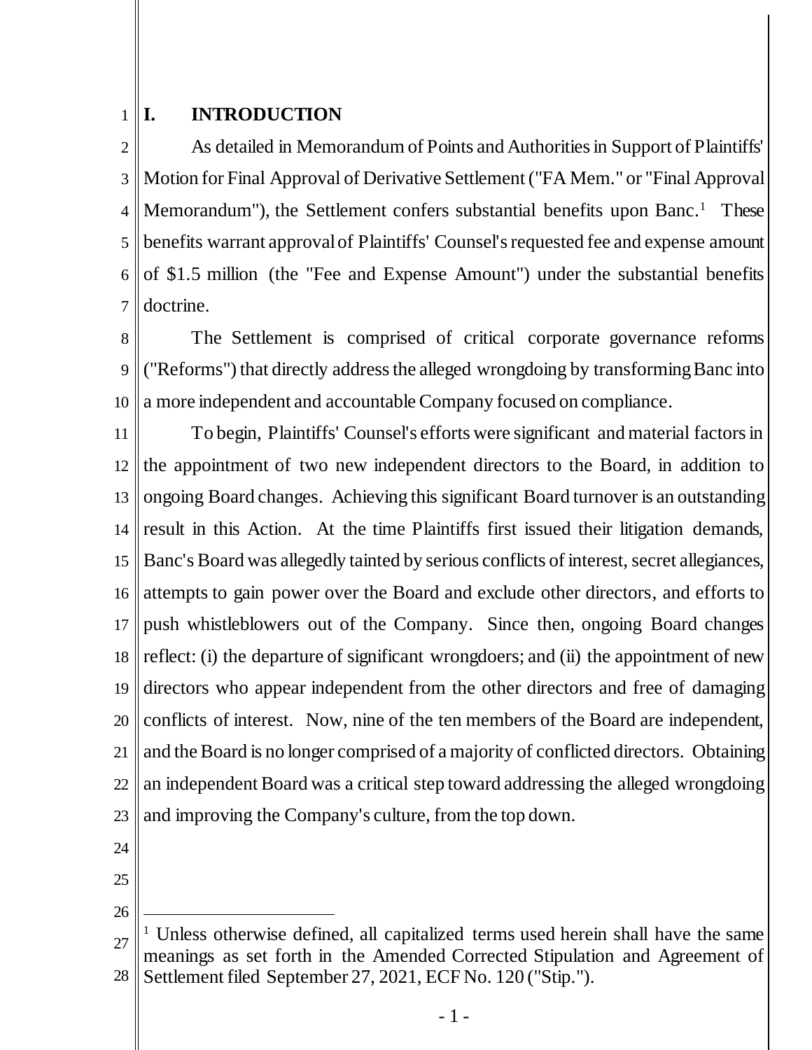# I. INTRODUCTION

As detailed in Memorandum of Points and Authorities in Support of Plaintiffs' Motion for Final Approval of Derivative Settlement ("FA Mem." or "Final Approval Memorandum"), the Settlement confers substantial benefits upon Banc.[1] These benefits warrant approval of Plaintiffs' Counsel's requested fee and expense amount of $1.5 million (the "Fee and Expense Amount") under the substantial benefits doctrine.

The Settlement is comprised of critical corporate governance reforms ("Reforms") that directly address the alleged wrongdoing by transforming Banc into a more independent and accountable Company focused on compliance.

To begin, Plaintiffs' Counsel's efforts were significant and material factors in the appointment of two new independent directors to the Board, in addition to ongoing Board changes. Achieving this significant Board turnover is an outstanding result in this Action. At the time Plaintiffs first issued their litigation demands, Banc's Board was allegedly tainted by serious conflicts of interest, secret allegiances, attempts to gain power over the Board and exclude other directors, and efforts to push whistleblowers out of the Company. Since then, ongoing Board changes reflect: (i) the departure of significant wrongdoers; and (ii) the appointment of new directors who appear independent from the other directors and free of damaging conflicts of interest. Now, nine of the ten members of the Board are independent, and the Board is no longer comprised of a majority of conflicted directors. Obtaining an independent Board was a critical step toward addressing the alleged wrongdoing and improving the Company's culture, from the top down.

---

[1] Unless otherwise defined, all capitalized terms used herein shall have the same meanings as set forth in the Amended Corrected Stipulation and Agreement of Settlement filed September 27, 2021, ECF No. 120 ("Stip.").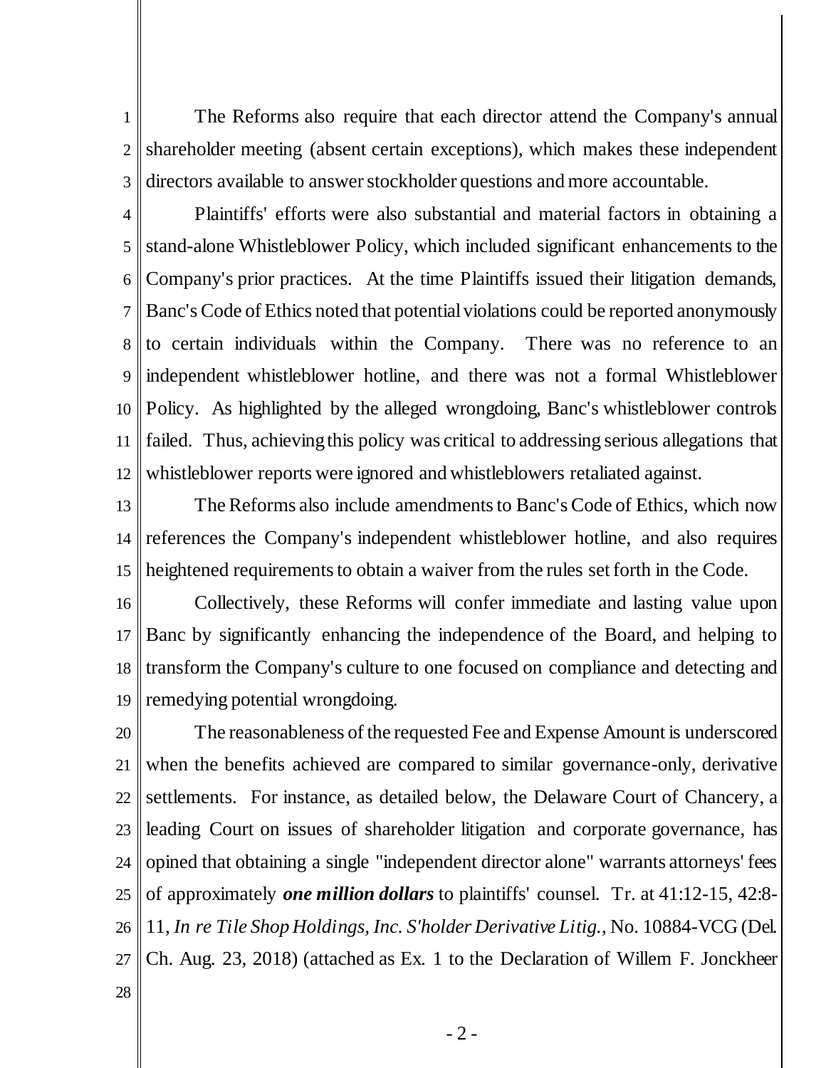The Reforms also require that each director attend the Company's annual shareholder meeting (absent certain exceptions), which makes these independent directors available to answer stockholder questions and more accountable.

Plaintiffs' efforts were also substantial and material factors in obtaining a stand-alone Whistleblower Policy, which included significant enhancements to the Company's prior practices. At the time Plaintiffs issued their litigation demands, Banc's Code of Ethics noted that potential violations could be reported anonymously to certain individuals within the Company. There was no reference to an independent whistleblower hotline, and there was not a formal Whistleblower Policy. As highlighted by the alleged wrongdoing, Banc's whistleblower controls failed. Thus, achieving this policy was critical to addressing serious allegations that whistleblower reports were ignored and whistleblowers retaliated against.

The Reforms also include amendments to Banc's Code of Ethics, which now references the Company's independent whistleblower hotline, and also requires heightened requirements to obtain a waiver from the rules set forth in the Code.

Collectively, these Reforms will confer immediate and lasting value upon Banc by significantly enhancing the independence of the Board, and helping to transform the Company's culture to one focused on compliance and detecting and remedying potential wrongdoing.

The reasonableness of the requested Fee and Expense Amount is underscored when the benefits achieved are compared to similar governance-only, derivative settlements. For instance, as detailed below, the Delaware Court of Chancery, a leading Court on issues of shareholder litigation and corporate governance, has opined that obtaining a single "independent director alone" warrants attorneys' fees of approximately ***one million dollars*** to plaintiffs' counsel. Tr. at 41:12-15, 42:8-11, *In re Tile Shop Holdings, Inc. S'holder Derivative Litig.*, No. 10884-VCG (Del. Ch. Aug. 23, 2018) (attached as Ex. 1 to the Declaration of Willem F. Jonckheer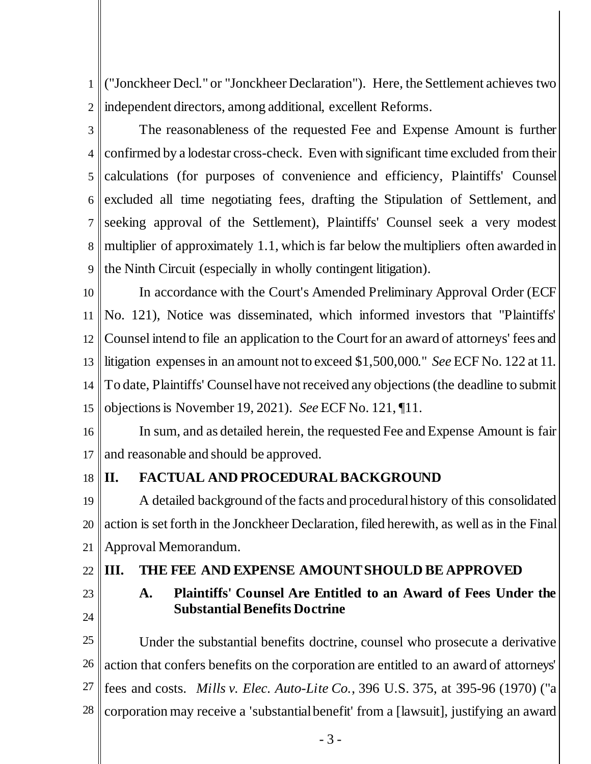("Jonckheer Decl." or "Jonckheer Declaration"). Here, the Settlement achieves two independent directors, among additional, excellent Reforms.

The reasonableness of the requested Fee and Expense Amount is further confirmed by a lodestar cross-check. Even with significant time excluded from their calculations (for purposes of convenience and efficiency, Plaintiffs' Counsel excluded all time negotiating fees, drafting the Stipulation of Settlement, and seeking approval of the Settlement), Plaintiffs' Counsel seek a very modest multiplier of approximately 1.1, which is far below the multipliers often awarded in the Ninth Circuit (especially in wholly contingent litigation).

In accordance with the Court's Amended Preliminary Approval Order (ECF No. 121), Notice was disseminated, which informed investors that "Plaintiffs' Counsel intend to file an application to the Court for an award of attorneys' fees and litigation expenses in an amount not to exceed $1,500,000." *See* ECF No. 122 at 11. To date, Plaintiffs' Counsel have not received any objections (the deadline to submit objections is November 19, 2021). *See* ECF No. 121, ¶11.

In sum, and as detailed herein, the requested Fee and Expense Amount is fair and reasonable and should be approved.

## II. FACTUAL AND PROCEDURAL BACKGROUND

A detailed background of the facts and procedural history of this consolidated action is set forth in the Jonckheer Declaration, filed herewith, as well as in the Final Approval Memorandum.

## III. THE FEE AND EXPENSE AMOUNT SHOULD BE APPROVED

### A. Plaintiffs' Counsel Are Entitled to an Award of Fees Under the Substantial Benefits Doctrine

Under the substantial benefits doctrine, counsel who prosecute a derivative action that confers benefits on the corporation are entitled to an award of attorneys' fees and costs. *Mills v. Elec. Auto-Lite Co.*, 396 U.S. 375, at 395-96 (1970) ("a corporation may receive a 'substantial benefit' from a [lawsuit], justifying an award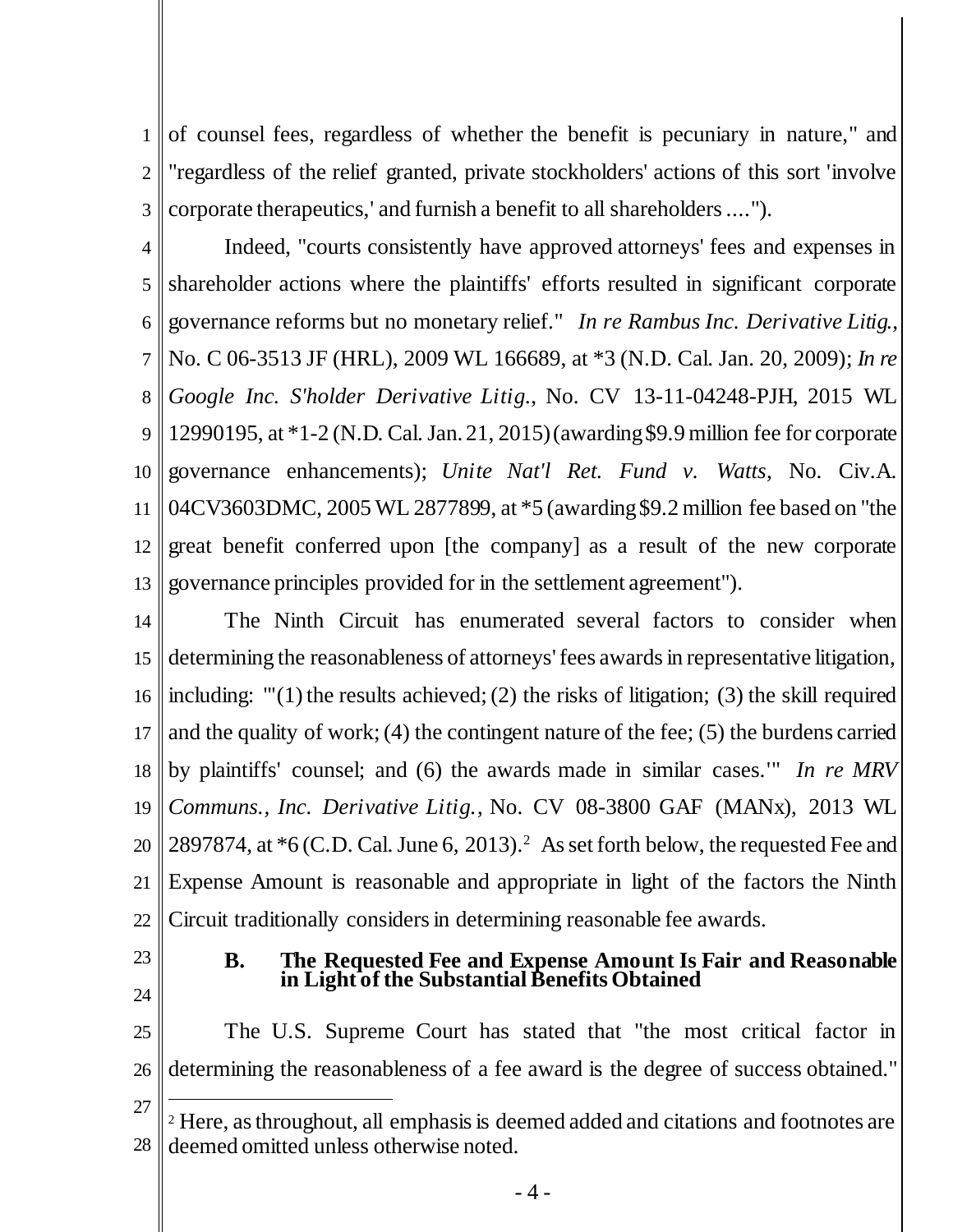of counsel fees, regardless of whether the benefit is pecuniary in nature," and "regardless of the relief granted, private stockholders' actions of this sort 'involve corporate therapeutics,' and furnish a benefit to all shareholders ....").

Indeed, "courts consistently have approved attorneys' fees and expenses in shareholder actions where the plaintiffs' efforts resulted in significant corporate governance reforms but no monetary relief." *In re Rambus Inc. Derivative Litig.*, No. C 06-3513 JF (HRL), 2009 WL 166689, at *3 (N.D. Cal. Jan. 20, 2009); *In re Google Inc. S'holder Derivative Litig.*, No. CV 13-11-04248-PJH, 2015 WL 12990195, at *1-2 (N.D. Cal. Jan. 21, 2015) (awarding $9.9 million fee for corporate governance enhancements); *Unite Nat'l Ret. Fund v. Watts*, No. Civ.A. 04CV3603DMC, 2005 WL 2877899, at *5 (awarding $9.2 million fee based on "the great benefit conferred upon [the company] as a result of the new corporate governance principles provided for in the settlement agreement").

The Ninth Circuit has enumerated several factors to consider when determining the reasonableness of attorneys' fees awards in representative litigation, including: "'(1) the results achieved; (2) the risks of litigation; (3) the skill required and the quality of work; (4) the contingent nature of the fee; (5) the burdens carried by plaintiffs' counsel; and (6) the awards made in similar cases.'" *In re MRV Communs., Inc. Derivative Litig.*, No. CV 08-3800 GAF (MANx), 2013 WL 2897874, at *6 (C.D. Cal. June 6, 2013).[2] As set forth below, the requested Fee and Expense Amount is reasonable and appropriate in light of the factors the Ninth Circuit traditionally considers in determining reasonable fee awards.

### B. The Requested Fee and Expense Amount Is Fair and Reasonable in Light of the Substantial Benefits Obtained

The U.S. Supreme Court has stated that "the most critical factor in determining the reasonableness of a fee award is the degree of success obtained."

[2] Here, as throughout, all emphasis is deemed added and citations and footnotes are deemed omitted unless otherwise noted.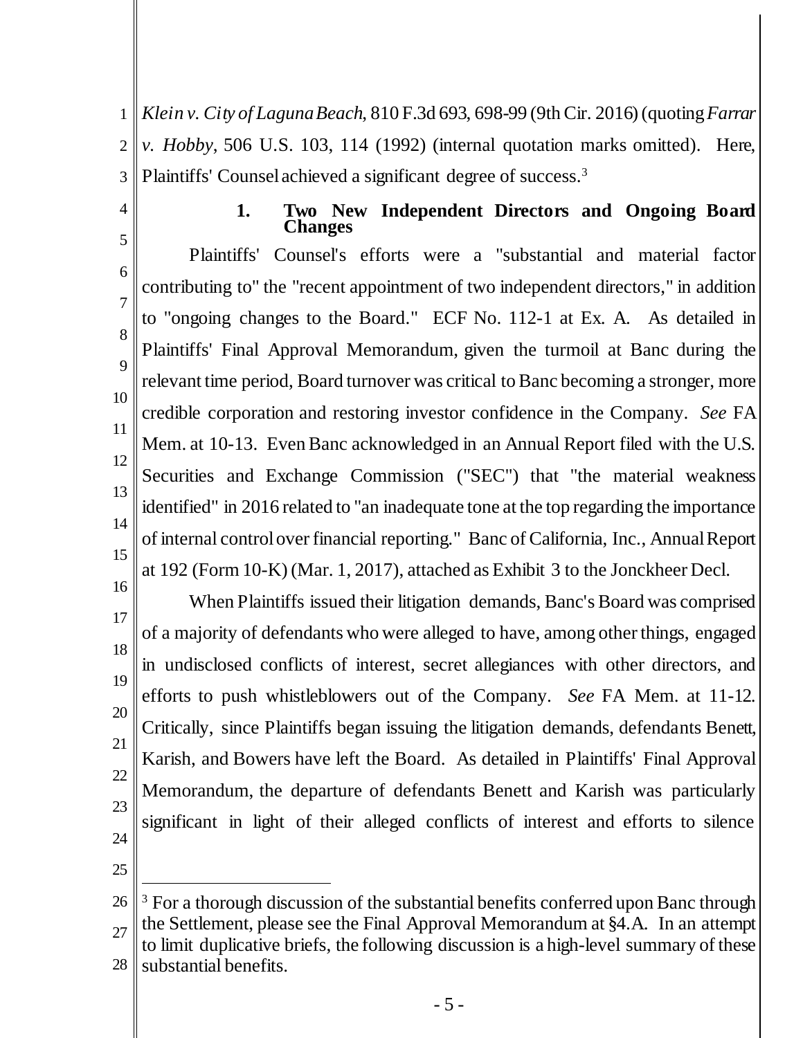*Klein v. City of Laguna Beach*, 810 F.3d 693, 698-99 (9th Cir. 2016) (quoting *Farrar v. Hobby*, 506 U.S. 103, 114 (1992) (internal quotation marks omitted). Here, Plaintiffs' Counsel achieved a significant degree of success.[3]

### 1. Two New Independent Directors and Ongoing Board Changes

Plaintiffs' Counsel's efforts were a "substantial and material factor contributing to" the "recent appointment of two independent directors," in addition to "ongoing changes to the Board." ECF No. 112-1 at Ex. A. As detailed in Plaintiffs' Final Approval Memorandum, given the turmoil at Banc during the relevant time period, Board turnover was critical to Banc becoming a stronger, more credible corporation and restoring investor confidence in the Company. *See* FA Mem. at 10-13. Even Banc acknowledged in an Annual Report filed with the U.S. Securities and Exchange Commission ("SEC") that "the material weakness identified" in 2016 related to "an inadequate tone at the top regarding the importance of internal control over financial reporting." Banc of California, Inc., Annual Report at 192 (Form 10-K) (Mar. 1, 2017), attached as Exhibit 3 to the Jonckheer Decl.

When Plaintiffs issued their litigation demands, Banc's Board was comprised of a majority of defendants who were alleged to have, among other things, engaged in undisclosed conflicts of interest, secret allegiances with other directors, and efforts to push whistleblowers out of the Company. *See* FA Mem. at 11-12. Critically, since Plaintiffs began issuing the litigation demands, defendants Benett, Karish, and Bowers have left the Board. As detailed in Plaintiffs' Final Approval Memorandum, the departure of defendants Benett and Karish was particularly significant in light of their alleged conflicts of interest and efforts to silence

---

[3] For a thorough discussion of the substantial benefits conferred upon Banc through the Settlement, please see the Final Approval Memorandum at §4.A. In an attempt to limit duplicative briefs, the following discussion is a high-level summary of these substantial benefits.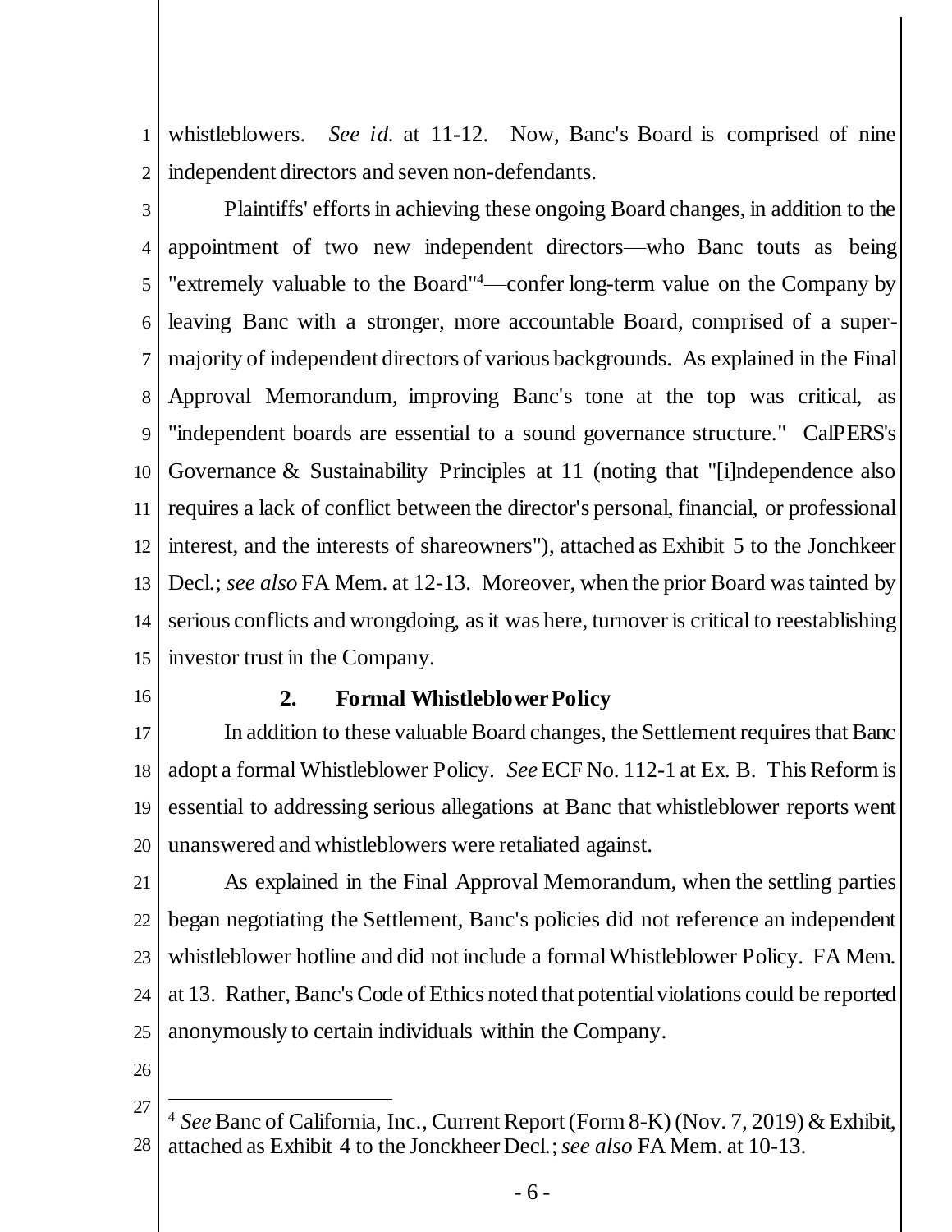whistleblowers. *See id.* at 11-12. Now, Banc's Board is comprised of nine independent directors and seven non-defendants.

Plaintiffs' efforts in achieving these ongoing Board changes, in addition to the appointment of two new independent directors—who Banc touts as being "extremely valuable to the Board"[4]—confer long-term value on the Company by leaving Banc with a stronger, more accountable Board, comprised of a super-majority of independent directors of various backgrounds. As explained in the Final Approval Memorandum, improving Banc's tone at the top was critical, as "independent boards are essential to a sound governance structure." CalPERS's Governance & Sustainability Principles at 11 (noting that "[i]ndependence also requires a lack of conflict between the director's personal, financial, or professional interest, and the interests of shareowners"), attached as Exhibit 5 to the Jonchkeer Decl.; *see also* FA Mem. at 12-13. Moreover, when the prior Board was tainted by serious conflicts and wrongdoing, as it was here, turnover is critical to reestablishing investor trust in the Company.

### 2. Formal Whistleblower Policy

In addition to these valuable Board changes, the Settlement requires that Banc adopt a formal Whistleblower Policy. *See* ECF No. 112-1 at Ex. B. This Reform is essential to addressing serious allegations at Banc that whistleblower reports went unanswered and whistleblowers were retaliated against.

As explained in the Final Approval Memorandum, when the settling parties began negotiating the Settlement, Banc's policies did not reference an independent whistleblower hotline and did not include a formal Whistleblower Policy. FA Mem. at 13. Rather, Banc's Code of Ethics noted that potential violations could be reported anonymously to certain individuals within the Company.

---

[4] *See* Banc of California, Inc., Current Report (Form 8-K) (Nov. 7, 2019) & Exhibit, attached as Exhibit 4 to the Jonckheer Decl.; *see also* FA Mem. at 10-13.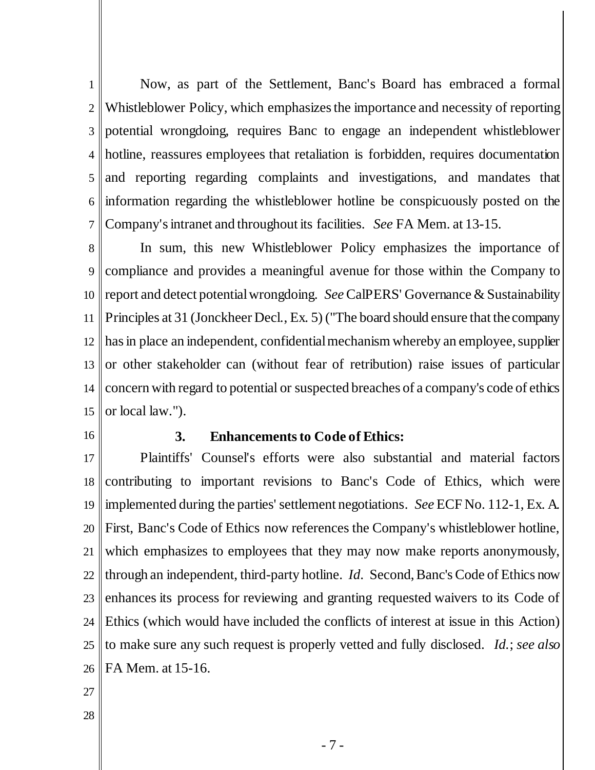Now, as part of the Settlement, Banc's Board has embraced a formal Whistleblower Policy, which emphasizes the importance and necessity of reporting potential wrongdoing, requires Banc to engage an independent whistleblower hotline, reassures employees that retaliation is forbidden, requires documentation and reporting regarding complaints and investigations, and mandates that information regarding the whistleblower hotline be conspicuously posted on the Company's intranet and throughout its facilities. *See* FA Mem. at 13-15.

In sum, this new Whistleblower Policy emphasizes the importance of compliance and provides a meaningful avenue for those within the Company to report and detect potential wrongdoing. *See* CalPERS' Governance & Sustainability Principles at 31 (Jonckheer Decl., Ex. 5) ("The board should ensure that the company has in place an independent, confidential mechanism whereby an employee, supplier or other stakeholder can (without fear of retribution) raise issues of particular concern with regard to potential or suspected breaches of a company's code of ethics or local law.").

### 3. Enhancements to Code of Ethics:

Plaintiffs' Counsel's efforts were also substantial and material factors contributing to important revisions to Banc's Code of Ethics, which were implemented during the parties' settlement negotiations. *See* ECF No. 112-1, Ex. A. First, Banc's Code of Ethics now references the Company's whistleblower hotline, which emphasizes to employees that they may now make reports anonymously, through an independent, third-party hotline. *Id.* Second, Banc's Code of Ethics now enhances its process for reviewing and granting requested waivers to its Code of Ethics (which would have included the conflicts of interest at issue in this Action) to make sure any such request is properly vetted and fully disclosed. *Id.*; *see also* FA Mem. at 15-16.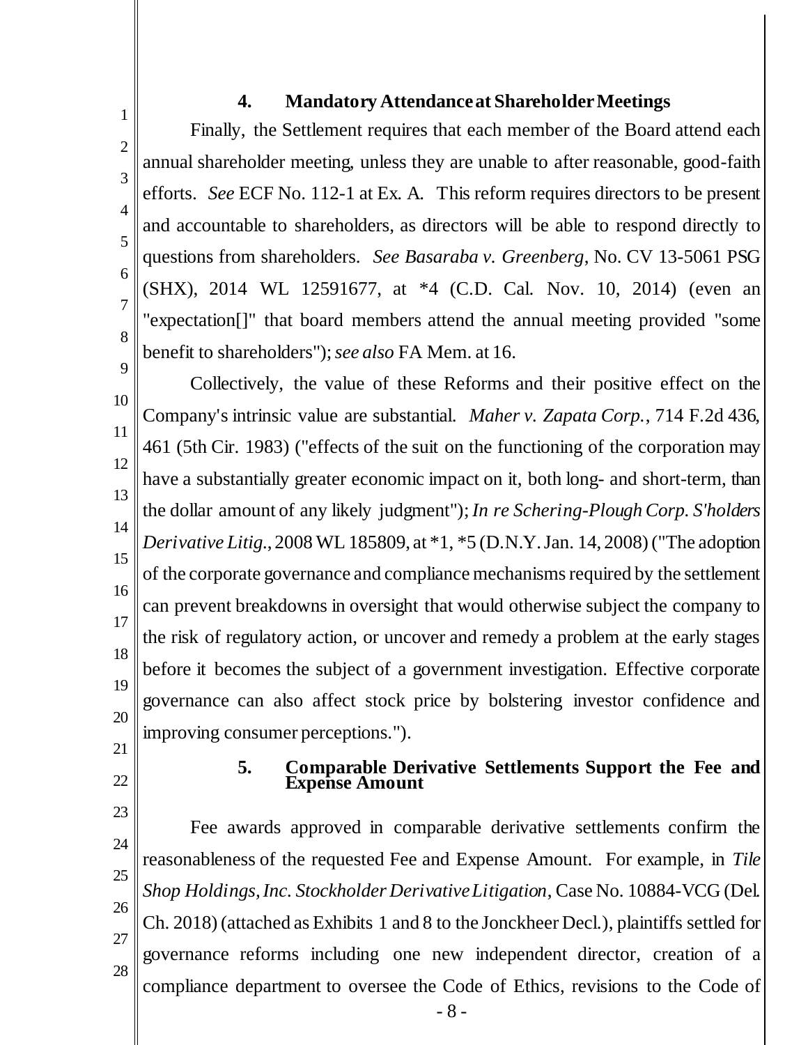#### 4. Mandatory Attendance at Shareholder Meetings

Finally, the Settlement requires that each member of the Board attend each annual shareholder meeting, unless they are unable to after reasonable, good-faith efforts. *See* ECF No. 112-1 at Ex. A. This reform requires directors to be present and accountable to shareholders, as directors will be able to respond directly to questions from shareholders. *See Basaraba v. Greenberg*, No. CV 13-5061 PSG (SHX), 2014 WL 12591677, at *4 (C.D. Cal. Nov. 10, 2014) (even an "expectation[]" that board members attend the annual meeting provided "some benefit to shareholders"); *see also* FA Mem. at 16.

Collectively, the value of these Reforms and their positive effect on the Company's intrinsic value are substantial. *Maher v. Zapata Corp.*, 714 F.2d 436, 461 (5th Cir. 1983) ("effects of the suit on the functioning of the corporation may have a substantially greater economic impact on it, both long- and short-term, than the dollar amount of any likely judgment"); *In re Schering-Plough Corp. S'holders Derivative Litig.*, 2008 WL 185809, at *1, *5 (D.N.Y. Jan. 14, 2008) ("The adoption of the corporate governance and compliance mechanisms required by the settlement can prevent breakdowns in oversight that would otherwise subject the company to the risk of regulatory action, or uncover and remedy a problem at the early stages before it becomes the subject of a government investigation. Effective corporate governance can also affect stock price by bolstering investor confidence and improving consumer perceptions.").

#### 5. Comparable Derivative Settlements Support the Fee and Expense Amount

Fee awards approved in comparable derivative settlements confirm the reasonableness of the requested Fee and Expense Amount. For example, in *Tile Shop Holdings, Inc. Stockholder Derivative Litigation*, Case No. 10884-VCG (Del. Ch. 2018) (attached as Exhibits 1 and 8 to the Jonckheer Decl.), plaintiffs settled for governance reforms including one new independent director, creation of a compliance department to oversee the Code of Ethics, revisions to the Code of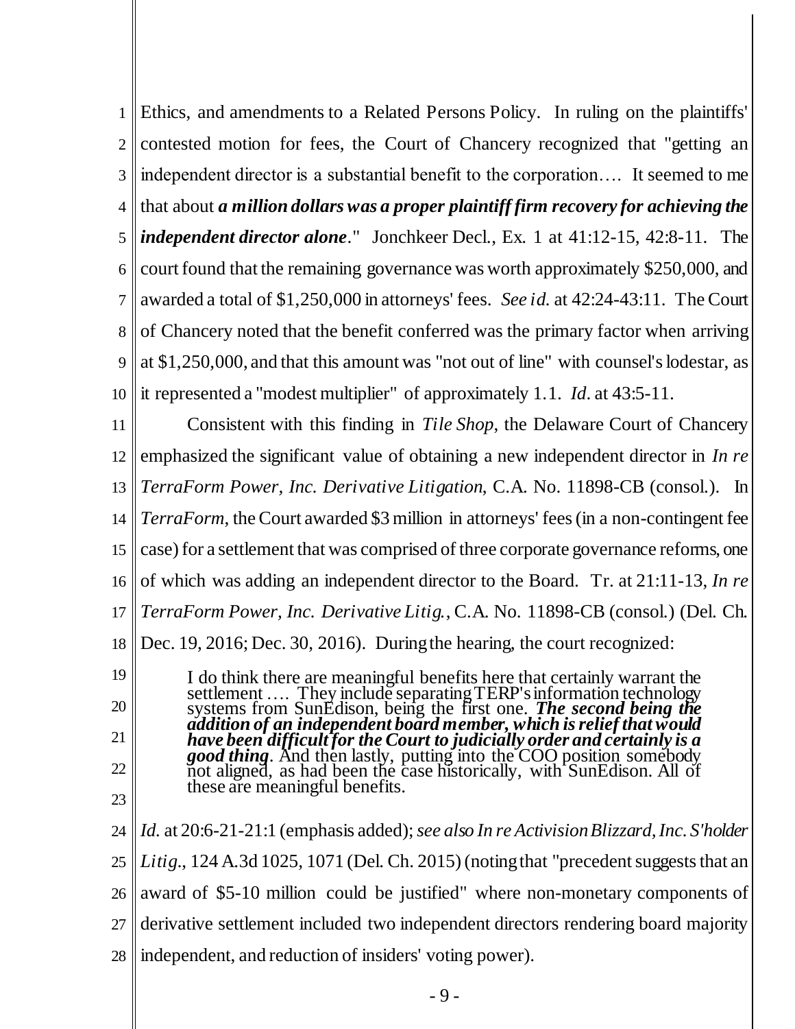Ethics, and amendments to a Related Persons Policy. In ruling on the plaintiffs' contested motion for fees, the Court of Chancery recognized that "getting an independent director is a substantial benefit to the corporation…. It seemed to me that about ***a million dollars was a proper plaintiff firm recovery for achieving the independent director alone***." Jonchkeer Decl., Ex. 1 at 41:12-15, 42:8-11. The court found that the remaining governance was worth approximately $250,000, and awarded a total of $1,250,000 in attorneys' fees. *See id.* at 42:24-43:11. The Court of Chancery noted that the benefit conferred was the primary factor when arriving at $1,250,000, and that this amount was "not out of line" with counsel's lodestar, as it represented a "modest multiplier" of approximately 1.1. *Id.* at 43:5-11.

Consistent with this finding in *Tile Shop*, the Delaware Court of Chancery emphasized the significant value of obtaining a new independent director in *In re TerraForm Power, Inc. Derivative Litigation*, C.A. No. 11898-CB (consol.). In *TerraForm*, the Court awarded $3 million in attorneys' fees (in a non-contingent fee case) for a settlement that was comprised of three corporate governance reforms, one of which was adding an independent director to the Board. Tr. at 21:11-13, *In re TerraForm Power, Inc. Derivative Litig.*, C.A. No. 11898-CB (consol.) (Del. Ch. Dec. 19, 2016; Dec. 30, 2016). During the hearing, the court recognized:

> I do think there are meaningful benefits here that certainly warrant the settlement …. They include separating TERP's information technology systems from SunEdison, being the first one. ***The second being the addition of an independent board member, which is relief that would have been difficult for the Court to judicially order and certainly is a good thing***. And then lastly, putting into the COO position somebody not aligned, as had been the case historically, with SunEdison. All of these are meaningful benefits.

*Id.* at 20:6-21-21:1 (emphasis added); *see also In re Activision Blizzard, Inc. S'holder Litig.*, 124 A.3d 1025, 1071 (Del. Ch. 2015) (noting that "precedent suggests that an award of $5-10 million could be justified" where non-monetary components of derivative settlement included two independent directors rendering board majority independent, and reduction of insiders' voting power).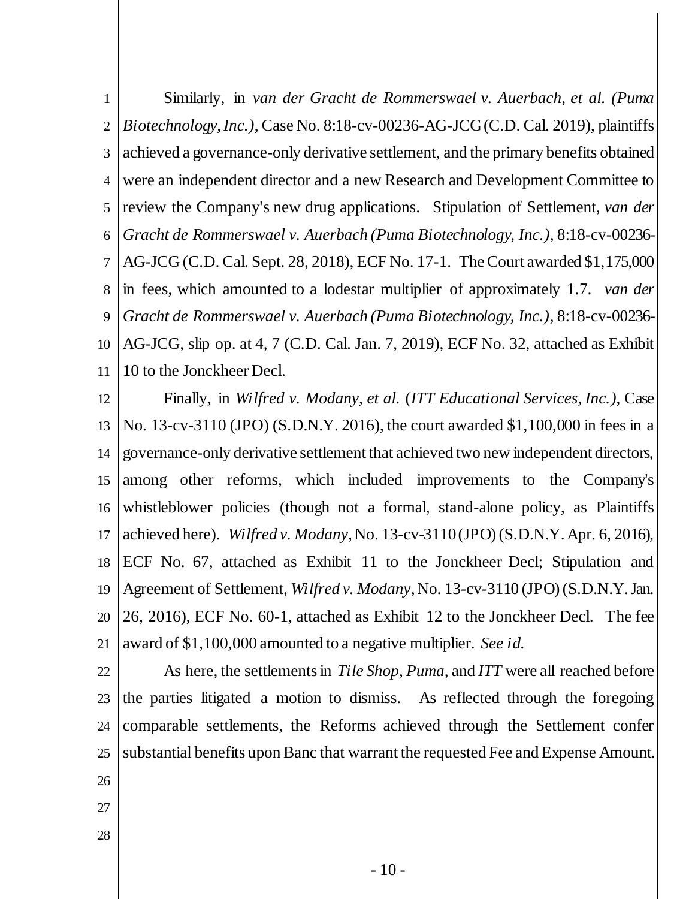Similarly, in *van der Gracht de Rommerswael v. Auerbach, et al. (Puma Biotechnology, Inc.)*, Case No. 8:18-cv-00236-AG-JCG (C.D. Cal. 2019), plaintiffs achieved a governance-only derivative settlement, and the primary benefits obtained were an independent director and a new Research and Development Committee to review the Company's new drug applications. Stipulation of Settlement, *van der Gracht de Rommerswael v. Auerbach (Puma Biotechnology, Inc.)*, 8:18-cv-00236-AG-JCG (C.D. Cal. Sept. 28, 2018), ECF No. 17-1. The Court awarded $1,175,000 in fees, which amounted to a lodestar multiplier of approximately 1.7. *van der Gracht de Rommerswael v. Auerbach (Puma Biotechnology, Inc.)*, 8:18-cv-00236-AG-JCG, slip op. at 4, 7 (C.D. Cal. Jan. 7, 2019), ECF No. 32, attached as Exhibit 10 to the Jonckheer Decl.

Finally, in *Wilfred v. Modany, et al.* (*ITT Educational Services, Inc.)*, Case No. 13-cv-3110 (JPO) (S.D.N.Y. 2016), the court awarded $1,100,000 in fees in a governance-only derivative settlement that achieved two new independent directors, among other reforms, which included improvements to the Company's whistleblower policies (though not a formal, stand-alone policy, as Plaintiffs achieved here). *Wilfred v. Modany*, No. 13-cv-3110 (JPO) (S.D.N.Y. Apr. 6, 2016), ECF No. 67, attached as Exhibit 11 to the Jonckheer Decl; Stipulation and Agreement of Settlement, *Wilfred v. Modany*, No. 13-cv-3110 (JPO) (S.D.N.Y. Jan. 26, 2016), ECF No. 60-1, attached as Exhibit 12 to the Jonckheer Decl. The fee award of $1,100,000 amounted to a negative multiplier. *See id.*

As here, the settlements in *Tile Shop*, *Puma*, and *ITT* were all reached before the parties litigated a motion to dismiss. As reflected through the foregoing comparable settlements, the Reforms achieved through the Settlement confer substantial benefits upon Banc that warrant the requested Fee and Expense Amount.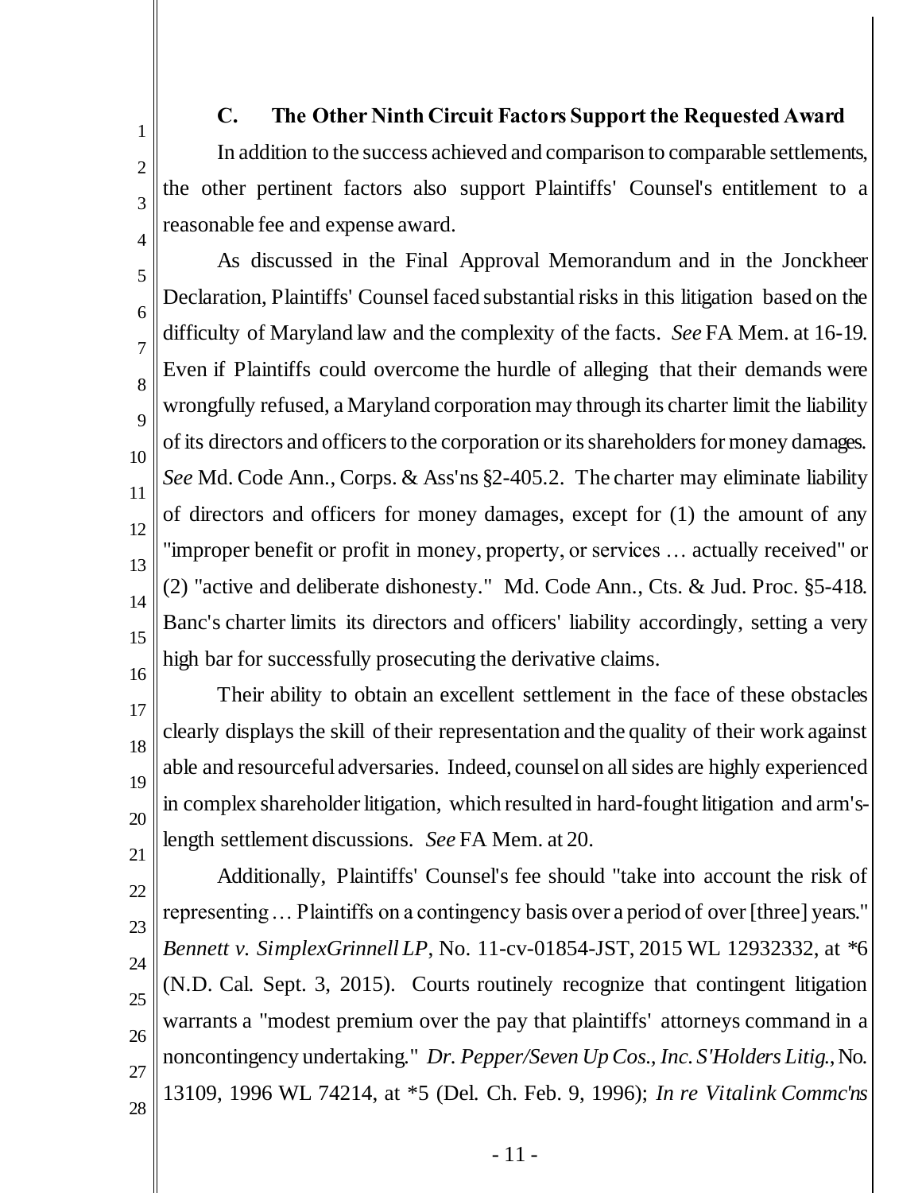### C. The Other Ninth Circuit Factors Support the Requested Award

In addition to the success achieved and comparison to comparable settlements, the other pertinent factors also support Plaintiffs' Counsel's entitlement to a reasonable fee and expense award.

As discussed in the Final Approval Memorandum and in the Jonckheer Declaration, Plaintiffs' Counsel faced substantial risks in this litigation based on the difficulty of Maryland law and the complexity of the facts. *See* FA Mem. at 16-19. Even if Plaintiffs could overcome the hurdle of alleging that their demands were wrongfully refused, a Maryland corporation may through its charter limit the liability of its directors and officers to the corporation or its shareholders for money damages. *See* Md. Code Ann., Corps. & Ass'ns §2-405.2. The charter may eliminate liability of directors and officers for money damages, except for (1) the amount of any "improper benefit or profit in money, property, or services … actually received" or (2) "active and deliberate dishonesty." Md. Code Ann., Cts. & Jud. Proc. §5-418. Banc's charter limits its directors and officers' liability accordingly, setting a very high bar for successfully prosecuting the derivative claims.

Their ability to obtain an excellent settlement in the face of these obstacles clearly displays the skill of their representation and the quality of their work against able and resourceful adversaries. Indeed, counsel on all sides are highly experienced in complex shareholder litigation, which resulted in hard-fought litigation and arm's-length settlement discussions. *See* FA Mem. at 20.

Additionally, Plaintiffs' Counsel's fee should "take into account the risk of representing … Plaintiffs on a contingency basis over a period of over [three] years." *Bennett v. SimplexGrinnell LP*, No. 11-cv-01854-JST, 2015 WL 12932332, at *6 (N.D. Cal. Sept. 3, 2015). Courts routinely recognize that contingent litigation warrants a "modest premium over the pay that plaintiffs' attorneys command in a noncontingency undertaking." *Dr. Pepper/Seven Up Cos., Inc. S'Holders Litig.*, No. 13109, 1996 WL 74214, at *5 (Del. Ch. Feb. 9, 1996); *In re Vitalink Commc'ns*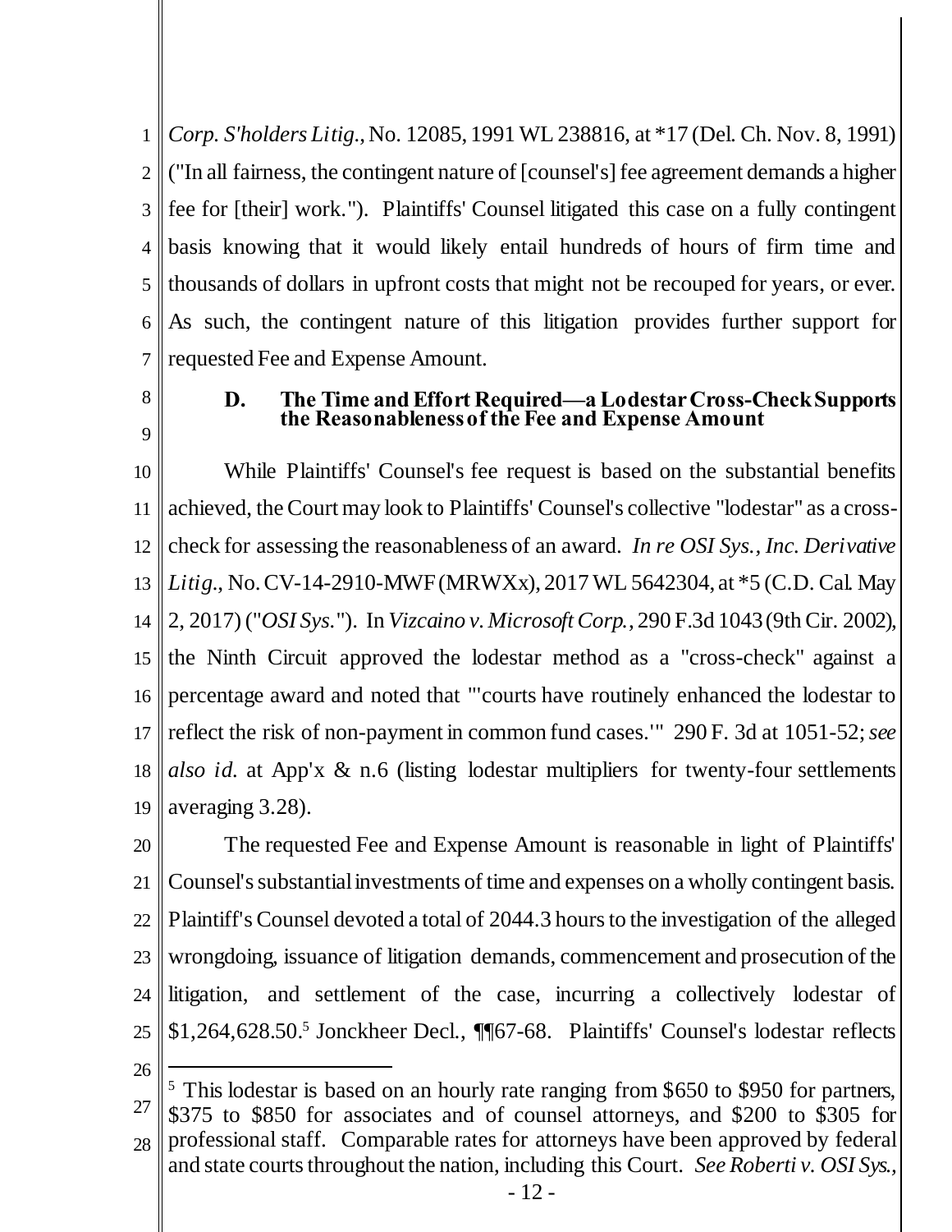*Corp. S'holders Litig.*, No. 12085, 1991 WL 238816, at *17 (Del. Ch. Nov. 8, 1991) ("In all fairness, the contingent nature of [counsel's] fee agreement demands a higher fee for [their] work."). Plaintiffs' Counsel litigated this case on a fully contingent basis knowing that it would likely entail hundreds of hours of firm time and thousands of dollars in upfront costs that might not be recouped for years, or ever. As such, the contingent nature of this litigation provides further support for requested Fee and Expense Amount.

### D. The Time and Effort Required—a Lodestar Cross-Check Supports the Reasonableness of the Fee and Expense Amount

While Plaintiffs' Counsel's fee request is based on the substantial benefits achieved, the Court may look to Plaintiffs' Counsel's collective "lodestar" as a cross-check for assessing the reasonableness of an award. *In re OSI Sys., Inc. Derivative Litig.*, No. CV-14-2910-MWF (MRWXx), 2017 WL 5642304, at *5 (C.D. Cal. May 2, 2017) ("*OSI Sys.*"). In *Vizcaino v. Microsoft Corp.*, 290 F.3d 1043 (9th Cir. 2002), the Ninth Circuit approved the lodestar method as a "cross-check" against a percentage award and noted that "'courts have routinely enhanced the lodestar to reflect the risk of non-payment in common fund cases.'" 290 F. 3d at 1051-52; *see also id.* at App'x & n.6 (listing lodestar multipliers for twenty-four settlements averaging 3.28).

The requested Fee and Expense Amount is reasonable in light of Plaintiffs' Counsel's substantial investments of time and expenses on a wholly contingent basis. Plaintiff's Counsel devoted a total of 2044.3 hours to the investigation of the alleged wrongdoing, issuance of litigation demands, commencement and prosecution of the litigation, and settlement of the case, incurring a collectively lodestar of $1,264,628.50.[5] Jonckheer Decl., ¶¶67-68. Plaintiffs' Counsel's lodestar reflects

---

[5] This lodestar is based on an hourly rate ranging from $650 to $950 for partners, $375 to $850 for associates and of counsel attorneys, and $200 to $305 for professional staff. Comparable rates for attorneys have been approved by federal and state courts throughout the nation, including this Court. *See Roberti v. OSI Sys.,*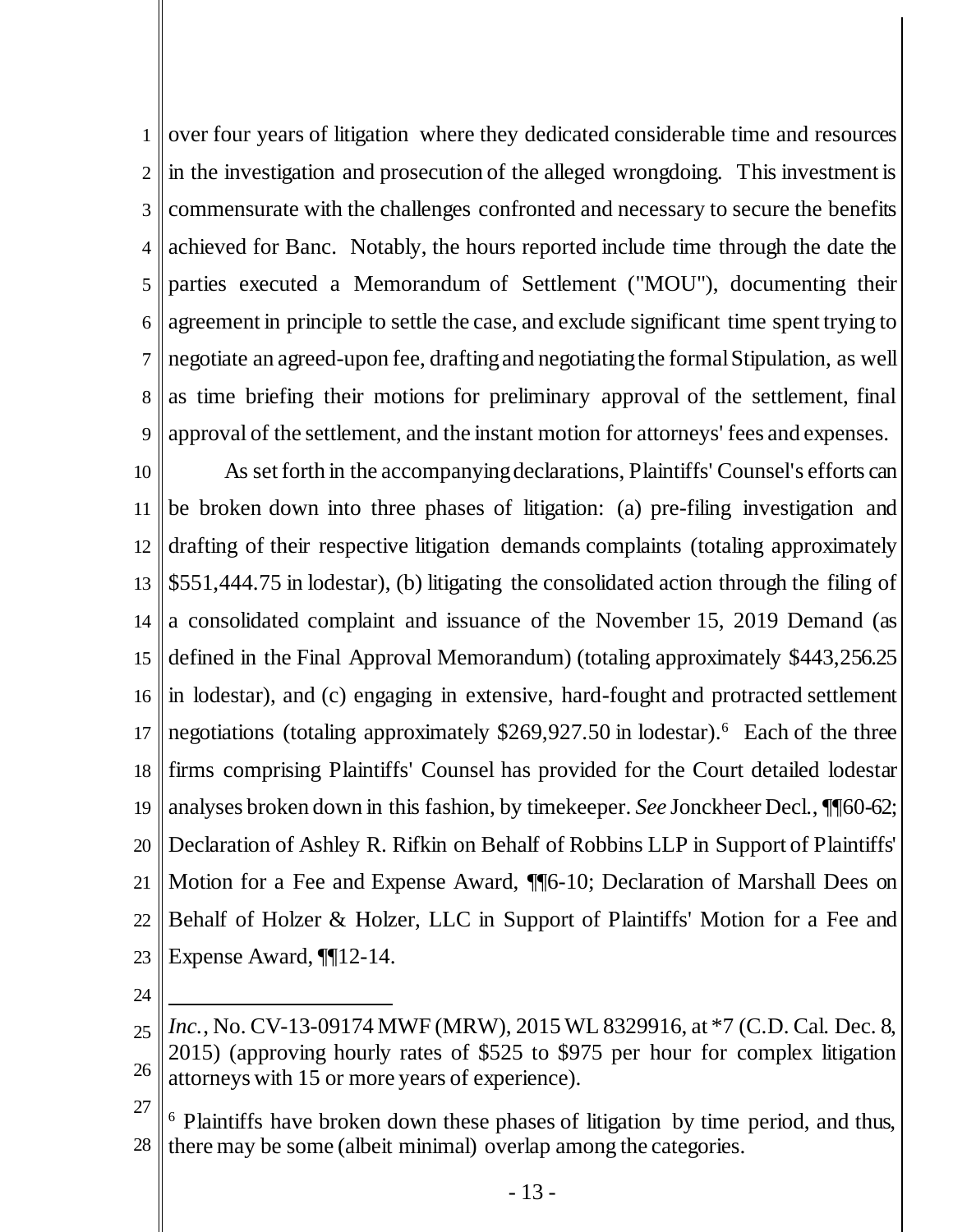over four years of litigation where they dedicated considerable time and resources in the investigation and prosecution of the alleged wrongdoing. This investment is commensurate with the challenges confronted and necessary to secure the benefits achieved for Banc. Notably, the hours reported include time through the date the parties executed a Memorandum of Settlement ("MOU"), documenting their agreement in principle to settle the case, and exclude significant time spent trying to negotiate an agreed-upon fee, drafting and negotiating the formal Stipulation, as well as time briefing their motions for preliminary approval of the settlement, final approval of the settlement, and the instant motion for attorneys' fees and expenses.

As set forth in the accompanying declarations, Plaintiffs' Counsel's efforts can be broken down into three phases of litigation: (a) pre-filing investigation and drafting of their respective litigation demands complaints (totaling approximately $551,444.75 in lodestar), (b) litigating the consolidated action through the filing of a consolidated complaint and issuance of the November 15, 2019 Demand (as defined in the Final Approval Memorandum) (totaling approximately $443,256.25 in lodestar), and (c) engaging in extensive, hard-fought and protracted settlement negotiations (totaling approximately $269,927.50 in lodestar).[6] Each of the three firms comprising Plaintiffs' Counsel has provided for the Court detailed lodestar analyses broken down in this fashion, by timekeeper. *See* Jonckheer Decl., ¶¶60-62; Declaration of Ashley R. Rifkin on Behalf of Robbins LLP in Support of Plaintiffs' Motion for a Fee and Expense Award, ¶¶6-10; Declaration of Marshall Dees on Behalf of Holzer & Holzer, LLC in Support of Plaintiffs' Motion for a Fee and Expense Award, ¶¶12-14.

---

*Inc.*, No. CV-13-09174 MWF (MRW), 2015 WL 8329916, at *7 (C.D. Cal. Dec. 8, 2015) (approving hourly rates of $525 to $975 per hour for complex litigation attorneys with 15 or more years of experience).

[6] Plaintiffs have broken down these phases of litigation by time period, and thus, there may be some (albeit minimal) overlap among the categories.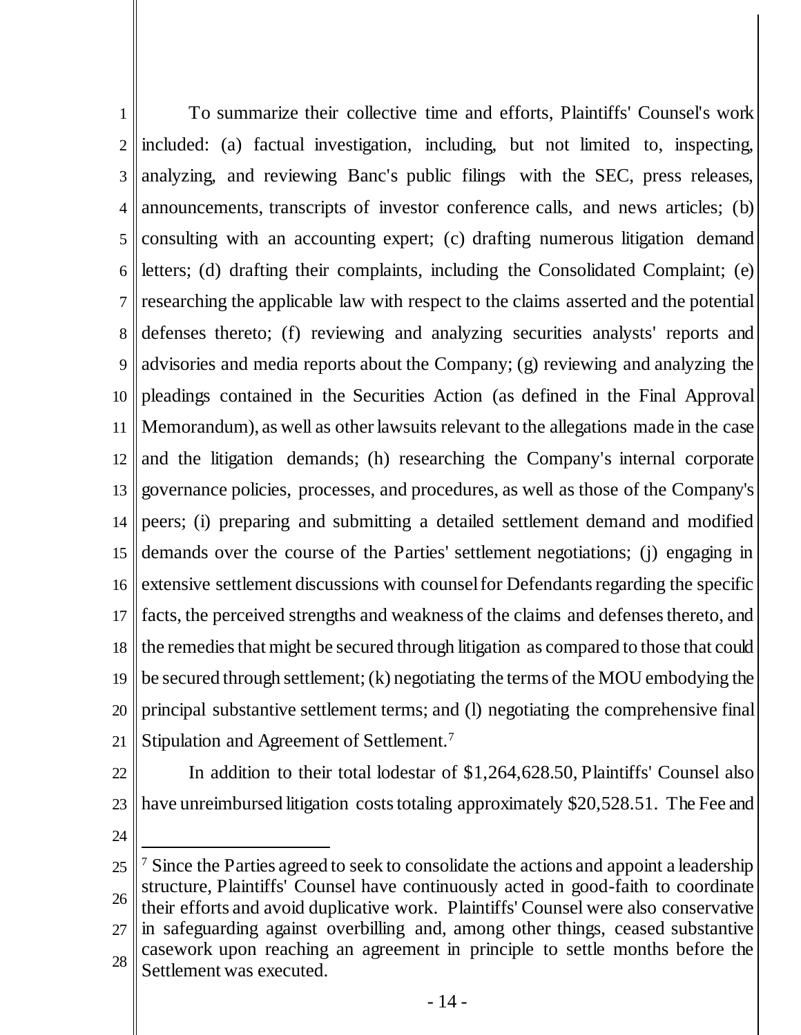To summarize their collective time and efforts, Plaintiffs' Counsel's work included: (a) factual investigation, including, but not limited to, inspecting, analyzing, and reviewing Banc's public filings with the SEC, press releases, announcements, transcripts of investor conference calls, and news articles; (b) consulting with an accounting expert; (c) drafting numerous litigation demand letters; (d) drafting their complaints, including the Consolidated Complaint; (e) researching the applicable law with respect to the claims asserted and the potential defenses thereto; (f) reviewing and analyzing securities analysts' reports and advisories and media reports about the Company; (g) reviewing and analyzing the pleadings contained in the Securities Action (as defined in the Final Approval Memorandum), as well as other lawsuits relevant to the allegations made in the case and the litigation demands; (h) researching the Company's internal corporate governance policies, processes, and procedures, as well as those of the Company's peers; (i) preparing and submitting a detailed settlement demand and modified demands over the course of the Parties' settlement negotiations; (j) engaging in extensive settlement discussions with counsel for Defendants regarding the specific facts, the perceived strengths and weakness of the claims and defenses thereto, and the remedies that might be secured through litigation as compared to those that could be secured through settlement; (k) negotiating the terms of the MOU embodying the principal substantive settlement terms; and (l) negotiating the comprehensive final Stipulation and Agreement of Settlement.[7]

In addition to their total lodestar of $1,264,628.50, Plaintiffs' Counsel also have unreimbursed litigation costs totaling approximately $20,528.51. The Fee and

[7] Since the Parties agreed to seek to consolidate the actions and appoint a leadership structure, Plaintiffs' Counsel have continuously acted in good-faith to coordinate their efforts and avoid duplicative work. Plaintiffs' Counsel were also conservative in safeguarding against overbilling and, among other things, ceased substantive casework upon reaching an agreement in principle to settle months before the Settlement was executed.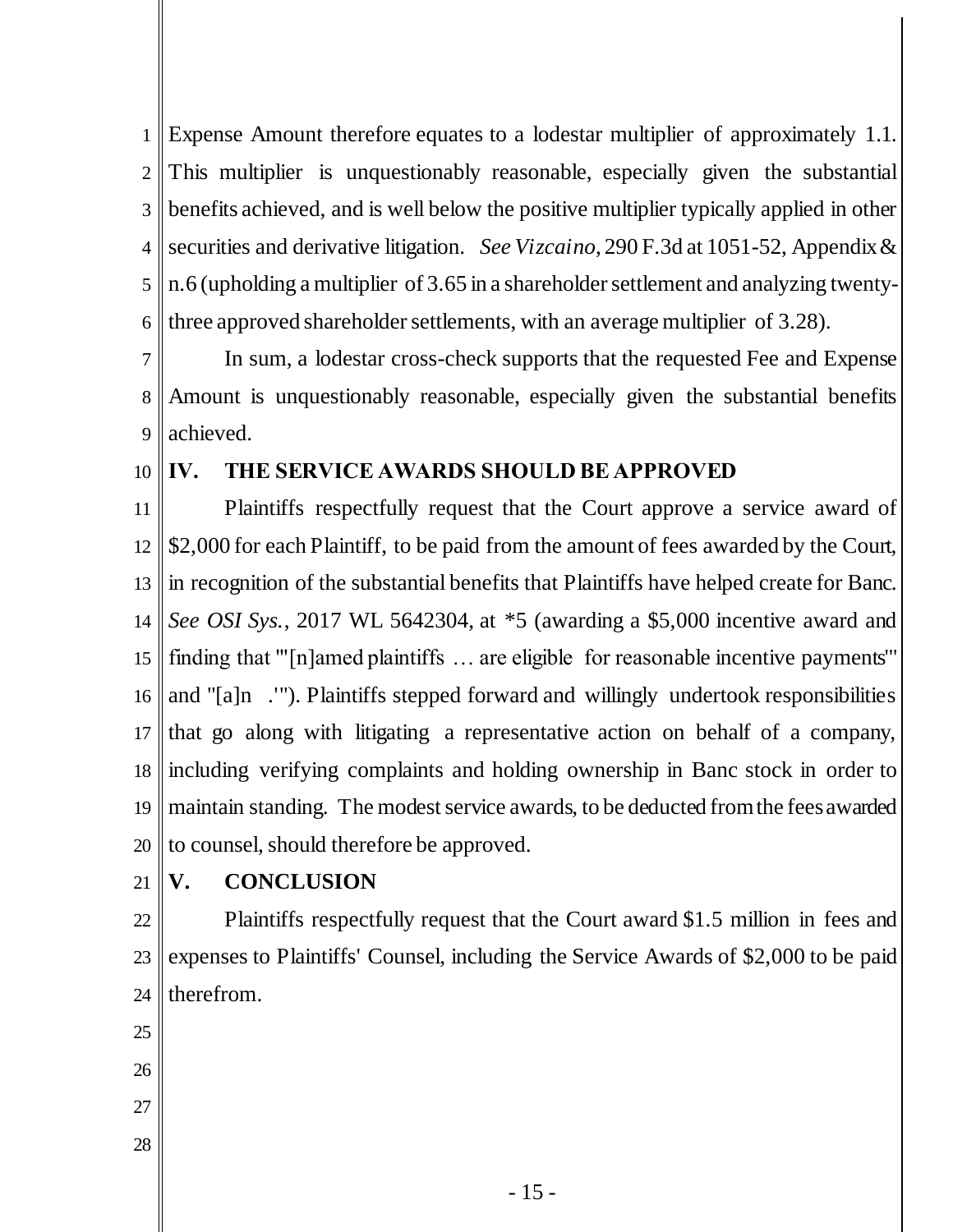Expense Amount therefore equates to a lodestar multiplier of approximately 1.1. This multiplier is unquestionably reasonable, especially given the substantial benefits achieved, and is well below the positive multiplier typically applied in other securities and derivative litigation. *See Vizcaino*, 290 F.3d at 1051-52, Appendix & n.6 (upholding a multiplier of 3.65 in a shareholder settlement and analyzing twenty-three approved shareholder settlements, with an average multiplier of 3.28).

In sum, a lodestar cross-check supports that the requested Fee and Expense Amount is unquestionably reasonable, especially given the substantial benefits achieved.

## IV. THE SERVICE AWARDS SHOULD BE APPROVED

Plaintiffs respectfully request that the Court approve a service award of $2,000 for each Plaintiff, to be paid from the amount of fees awarded by the Court, in recognition of the substantial benefits that Plaintiffs have helped create for Banc. *See OSI Sys.*, 2017 WL 5642304, at *5 (awarding a $5,000 incentive award and finding that "'[n]amed plaintiffs … are eligible for reasonable incentive payments'" and "[a]n .'"). Plaintiffs stepped forward and willingly undertook responsibilities that go along with litigating a representative action on behalf of a company, including verifying complaints and holding ownership in Banc stock in order to maintain standing. The modest service awards, to be deducted from the fees awarded to counsel, should therefore be approved.

## V. CONCLUSION

Plaintiffs respectfully request that the Court award $1.5 million in fees and expenses to Plaintiffs' Counsel, including the Service Awards of $2,000 to be paid therefrom.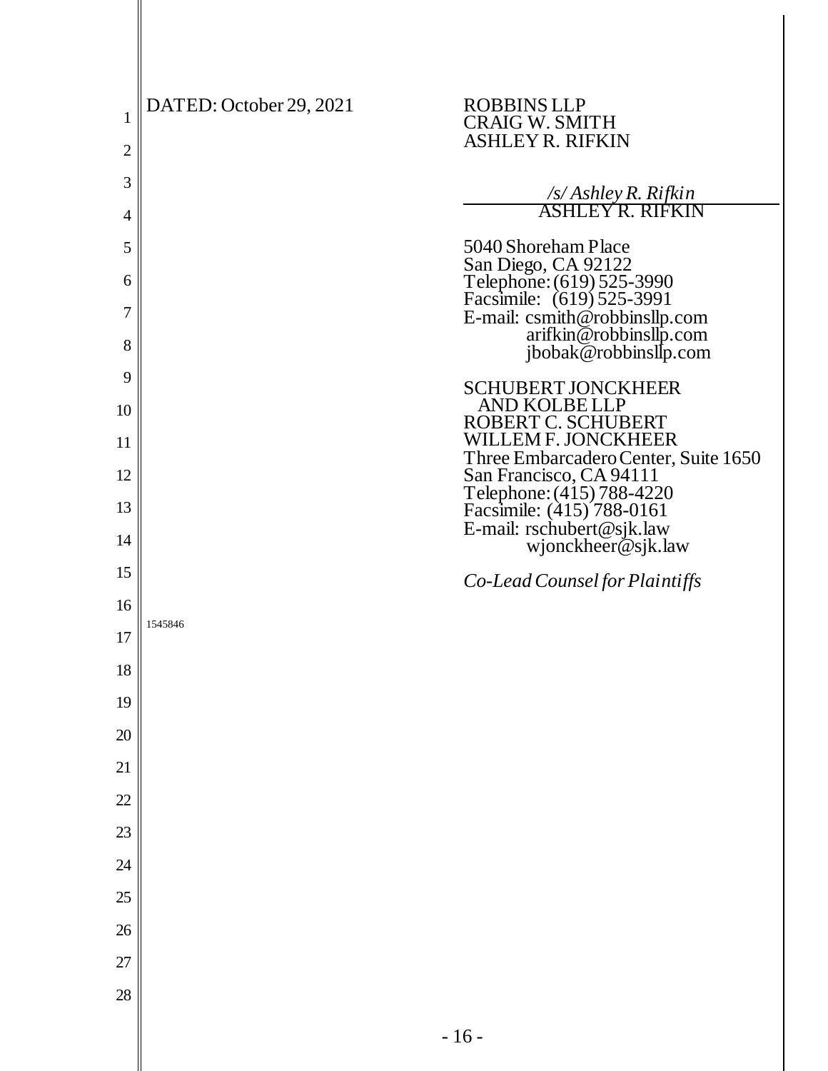DATED: October 29, 2021

ROBBINS LLP
CRAIG W. SMITH
ASHLEY R. RIFKIN

*/s/ Ashley R. Rifkin*
ASHLEY R. RIFKIN

5040 Shoreham Place
San Diego, CA 92122
Telephone: (619) 525-3990
Facsimile: (619) 525-3991
E-mail: csmith@robbinsllp.com
arifkin@robbinsllp.com
jbobak@robbinsllp.com

SCHUBERT JONCKHEER
AND KOLBE LLP
ROBERT C. SCHUBERT
WILLEM F. JONCKHEER
Three Embarcadero Center, Suite 1650
San Francisco, CA 94111
Telephone: (415) 788-4220
Facsimile: (415) 788-0161
E-mail: rschubert@sjk.law
wjonckheer@sjk.law

*Co-Lead Counsel for Plaintiffs*

1545846